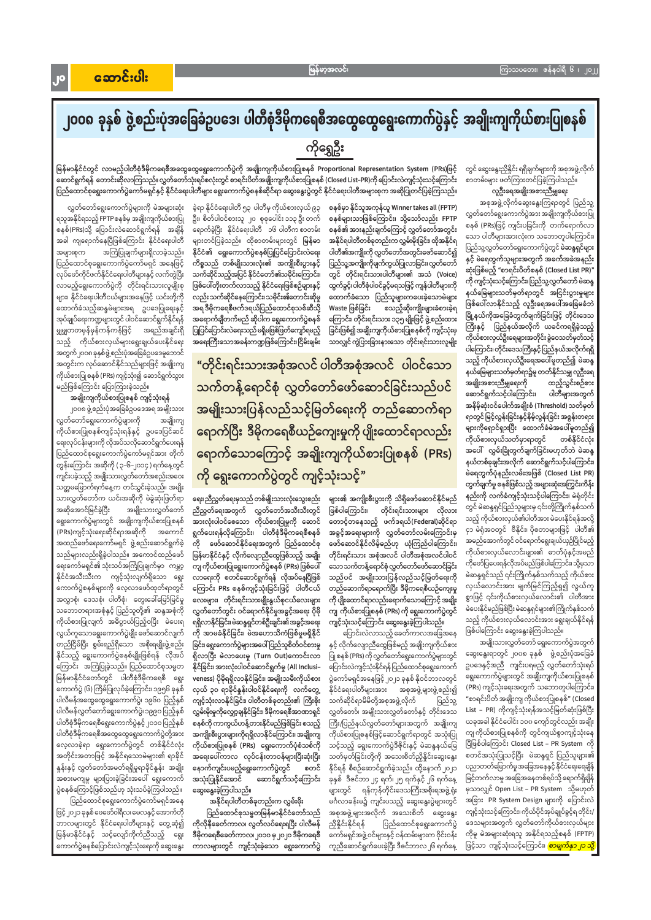# ၂၀၀၈ ခုနှစ် ဖွဲ့စည်းပုံအခြေခံဥပဒေ၊ ပါတီစုံဒီမိုကရေစီအထွေထွေရွေးကောက်ပွဲနှင့် အချိုးကျကိုယ်စားပြုစနစ်

**ကိုရွှေဦး**

**မြန်မာနိုင်ငံတွင် လာမည့်ပါတီစုံဒီမိုကရေစီအထွေထွေရွေးကောက်ပွဲကို အချိုးကျကိုယ်စားပြုစနစ် Proportional Representation System (PRs)ဖြင့် ဆောင်ရွက်ရန် တောင်းဆိုလာကြသည်။ လွှတ်တော်သုံးရပ်စလုံးတွင် စာရင်းပိတ်အချိုးကျကိုယ်စားပြုစနစ် (Closed List-PR)ကို ပြောင်းလဲကျင့်သုံးသင့်ကြောင်း ပြည်ထောင်စုရွေးကောက်ပွဲကော်မရှင်နှင့် နိုင်ငံရေးပါတီများ ရွေးကောက်ပွဲစနစ်ဆိုင်ရာ ဆွေးနွေးပွဲတွင် နိုင်ငံရေးပါတီအများစု အဆိုပြုတင်ပြခဲ့ကြသည်။ တွင် ဆွေးနွေးညှိနှိုင်း ရရှိချက်များကို အစုအဖွဲ့လိုက် စာတမ်းများ ဖတ်ကြားတင်ပြခဲ့ကြသည်။**

လွှတ်တော်ရွေးကောက်ပွဲများကို မဲအများဆုံးရသူအနိုင်ရသည့် FPTPစနစ်မှ အချိုးကျကိုယ်စားပြုစနစ်(PRs)သို့ ပြောင်းလဲဆောင်ရွက်ရန် အချိန်အခါ ကျရောက်နေပြီဖြစ်ကြောင်း နိုင်ငံရေးပါတီအများစုက အကြံပြုချက်များရှိလာခဲ့သည်။ ပြည်ထောင်စုရွေးကောက်ပွဲကော်မရှင် အနေဖြင့် လုပ်ဖော်ကိုင်ဖက်နိုင်ငံရေးပါတီများနှင့် လက်တွဲပြီး လာမည့်ရွေးကောက်ပွဲကို တိုင်းရင်းသားလူမျိုးစုများ၊ နိုင်ငံရေးပါတီငယ်များအနေဖြင့် ယင်းတို့ကိုထောက်ခံသည့်ဆန္ဒမဲများအရ ဥပဒေပြုရေးနှင့် အုပ်ချုပ်ရေးကဏ္ဍများတွင် ပါဝင်ဆောင်ရွက်နိုင်ရန် မျှမျှတတနှင့်စနစ်တကျ အချိုးကျကိုယ်စားပြုနိုင်သည့် ကိုယ်စားလှယ်များလည်း ရွေးချယ်ပေးနိုင်ရေးအတွက် ၂၀၀၈ ခုနှစ်ဖွဲ့စည်းပုံအခြေခံဥပဒေနှင့်အညီ အတွင်းက လုပ်ဆောင်နိုင်သည့် အချိုးကျ ကိုယ်စားပြုစနစ် (PRs) ကျင့်သုံး၍ ဆောင်ရွက်သွားမည်ဖြစ်ကြောင်း ပြောကြားခဲ့သည်။

## အချိုးကျကိုယ်စားပြုစနစ် ကျင့်သုံးရန်

၂၀၀၈ ဖွဲ့စည်းပုံအခြေခံဥပဒေအရ အချိုးသားလွှတ်တော်ရွေးကောက်ပွဲများကို အချိုးကျကိုယ်စားပြုစနစ်ကျင့်သုံးရန်နှင့် ဥပဒေပြင်ဆင်ရေးလုပ်ငန်းများကို လိုအပ်သလိုဆောင်ရွက်ပေးရန် ပြည်ထောင်စုရွေးကောက်ပွဲကော်မရှင်အနေ တိုက်တွန်းကြောင်း အဆိုကို (၃-၆-၂၀၁၄) ရက်နေ့တွင် ကျင်းပခဲ့သည့် အမျိုးသားလွှတ်တော်အစည်းအဝေးသတ္တမမြောက်ပုံမှန်အစည်းအဝေး တင်သွင်းခဲ့သည်။ အမျိုးသားလွှတ်တော်က ယင်းအဆိုကို မဲခွဲဆုံးဖြတ်ရာ အဆိုအတည်ဖြစ်ခဲ့ပြီး အမျိုးသားလွှတ်တော်ရွေးကောက်ပွဲများတွင် အချိုးကျကိုယ်စားပြုစနစ် (PRs)ကျင့်သုံးရေးဆိုင်ရာအဆိုကို အကောင်အထည်ဖော်ရေးကော်မရှင် ဖွဲ့စည်းဆောင်ရွက်ခဲ့သည်များလည်းရှိခဲ့ပါသည်။ အကောင်အထည်ဖော်ရေးကော်မရှင်၏ သုံးသပ်အကြံပြုချက်မှာ ကမ္ဘာ့နိုင်ငံအသီးသီး ကျင့်သုံးလျက်ရှိသော ရွေးကောက်ပွဲစနစ်များကို လေ့လာဖော်ထုတ်ရာတွင် အလွှာစုံ၊ ဒေသစုံ၊ ပါတီစုံ၊ တွေးခေါ်မြော်မြင်မှုသဘောတရားအစုံနှင့် ပြည့်သူတို့၏ ဆန္ဒစုံကို ကိုယ်စားပြုလျက် အဓိပ္ပာယ်ပြည့်ပြီး မဲပေးရလွယ်ကူသောရွေးကောက်ပွဲမျိုး ဖော်ဆောင်လျက် တည်ငြိမ်ပြီး ခွန်အားရှိ၍ ရှည်လျားသည့်အတွက် ကြာရှည်ခံနိုင်မည်ဖြစ်ပြီး မိမိနိုင်ငံနှင့် ကိုက်ညီသည့် ရွေးကောက်ပွဲစနစ်မျိုးဖြစ်ရန် လိုအပ်ကြောင်း အကြံပြုခဲ့သည်။ ပြည်ထောင်စုသမ္မတမြန်မာနိုင်ငံတော်တွင် ပါတီစုံဒီမိုကရေစီ ရွေးကောက်ပွဲ (၆) ကြိမ်ပြုလုပ်ခဲ့ကြောင်း၊ ၁၉၅၁ ခုနှစ်ပါလီမန်အထွေထွေရွေးကောက်ပွဲ၊ ၁၉၆၀ ပြည့်နှစ်ပါလီမန်လွှတ်တော်ရွေးကောက်ပွဲ၊ ၁၉၉၀ ပြည့်နှစ်ပါတီစုံဒီမိုကရေစီရွေးကောက်ပွဲနှင့် ၂၀၁၀ ပြည့်နှစ်ပါတီစုံဒီမိုကရေစီအထွေထွေရွေးကောက်ပွဲတို့အားလေ့လာခဲ့ရာ ရွေးကောက်ပွဲတွင် တစ်နိုင်ငံလုံးအတိုင်းအတာဖြင့် အနိုင်ရသောမဲများ ရာခိုင်နှုန်းနှင့် လွှတ်တော်အမတ်ရရှိမှုရာခိုင်နှုန်း အချိုးအစားမကျမှု များပြားခဲ့ခြင်းအပေါ် ရွေးကောက်ပွဲစနစ်ကြောင့်ဖြစ်သည်ဟု သုံးသပ်ခဲ့ကြပါသည်။

ပြည်ထောင်စုရွေးကောက်ပွဲကော်မရှင်အနေဖြင့် ၂၀၂၀ ခုနှစ် ဖေဖော်ဝါရီလ မေလနှင့် အောက်တိုဘာလများတွင် နိုင်ငံရေးပါတီများနှင့် တွေ့ဆုံ၍ မြန်မာနိုင်ငံနှင့် သင့်လျော်ကိုက်ညီသည့် ရွေးကောက်ပွဲစနစ်ပြောင်းလဲကျင့်သုံးရေးကို ဆွေးနွေးခဲ့ရာ နိုင်ငံရေးပါတီ ၅၃ ပါတီနှင့် ကိုယ်စားလှယ် ၉၃ ဦး၊ စိတ်ပါဝင်စားသူ ၂၀ စုစုပေါင်း ၁၁၃ ဦး တက်ရောက်ခဲ့ပြီး နိုင်ငံရေးပါတီ ၁၆ ပါတီက စာတမ်းများတင်ပြခဲ့သည်။ ထိုစာတမ်းများတွင် မြန်မာနိုင်ငံ၏ ရွေးကောက်ပွဲစနစ်ပြုပြင်ပြောင်းလဲရေးကိစ္စသည် တစ်မျိုးသားလုံး၏ အကျိုးစီးပွားနှင့် သက်ဆိုင်သည့်အပြင် နိုင်ငံတော်၏သမိုင်းကြောင်းဖြစ်ပေါ်တိုးတက်လာသည့် နိုင်ငံရေးဖြစ်စဉ်များနှင့်လည်း သက်ဆိုင်နေကြောင်း၊ သမိုင်း၏တောင်းဆိုမှုအရ ဒီမိုကရေစီဖက်ဒရယ်ပြည်ထောင်စုသစ်ဆီသို့ အရောက်ချီတက်ရာ ဆိုင်ရာ ရွေးကောက်ပွဲစနစ်ပြုပြင်ပြောင်းလဲရေးသည် မရှိမဖြစ်လိုအပ်ရမည့် အရေးကြီးသောအခန်းကဏ္ဍဖြစ်ကြောင်း၊ ငြိမ်းချမ်းစနစ်မှာ နိုင်သူအကုန်ယူ Winner takes all (FPTP) စနစ်များသာဖြစ်ကြောင်း၊ သို့သော်လည်း FPTP စနစ်၏ အားနည်းချက်ကြောင့် လွှတ်တော်အတွင်း အနိုင်ရပါတီတစ်ခုတည်းက လွှမ်းမိုးခြင်း၊ ထိုအနိုင်ရပါတီ၏အကျိုးကို လွှတ်တော်အတွင်းဖော်ဆောင်၍ ပြည်သူ့အကျိုးကိုမျက်ကွယ်ပြုလာခြင်း၊ လွှတ်တော်တွင် တိုင်းရင်းသားပါတီများ၏ အသံ (Voice) ထွက်ခွင့်၊ ပါတီငယ်ပါဝင်ခွင့်မှရသဖြင့် ကျန်ပါတီများကိုထောက်ခံသော ပြည်သူများကပေးခဲ့သောမဲများ Waste ဖြစ်ခြင်း စသည့်ဆိုးကျိုးများခံစားခဲ့ရကြောင်း၊ တိုင်းရင်းသား ၁၃၅ မျိုးဖြင့် ဖွဲ့စည်းထားခြင်းဖြစ်၍ အချိုးကျကိုယ်စားပြုစနစ်ကို ကျင့်သုံးမှသာလျှင် ကွဲပြားခြားနားသော တိုင်းရင်းသားလူမျိုးများ၏ အကျိုးစီးပွားကို သိရှိဖော်ဆောင်နိုင်မည်ဖြစ်ပါကြောင်း၊ တိုင်းရင်းသားများ လိုလားတောင့်တနေသည့် ဖက်ဒရယ်(Federal)ဆိုင်ရာ အခွင့်အရေးများကို လွှတ်တော်လမ်းကြောင်းမှ ဖော်ဆောင်နိုင်လိမ့်မည်ဟု ယုံကြည်ပါကြောင်း၊ တိုင်းရင်းသား အစုအလင် ပါတီအစုအလင် ပါဝင်သော သက်တန့်ရောင်စုံ လွှတ်တော်ဖော်ဆောင်ခြင်းသည်ပင် အမျိုးသားပြန်လည်သင့်မြတ်ရေးကို တည်ဆောက်ရာရောက်ပြီး ဒီမိုကရေစီယဉ်ကျေးမှုကို ပျိုးထောင်ရာလည်းရောက်သောကြောင့် အချိုးကျ ကိုယ်စားပြုစနစ် (PRs) ကို ရွေးကောက်ပွဲတွင် ကျင့်သုံးသင့်ကြောင်း ဆွေးနွေးခဲ့ကြပါသည်။

> **"တိုင်းရင်းသားအစုံအလင် ပါတီအစုံအလင် ပါဝင်သော သက်တန့်ရောင်စုံ လွှတ်တော်ဖော်ဆောင်ခြင်းသည်ပင် အမျိုးသားပြန်လည်သင့်မြတ်ရေးကို တည်ဆောက်ရာ ရောက်ပြီး ဒီမိုကရေစီယဉ်ကျေးမှုကို ပျိုးထောင်ရာလည်း ရောက်သောကြောင့် အချိုးကျကိုယ်စားပြုစနစ် (PRs) ကို ရွေးကောက်ပွဲတွင် ကျင့်သုံးသင့်"**

ရေးညီညွတ်ရေးမှသည် တစ်မျိုးသားလုံးသွေးစည်းညီညွတ်ရေးအတွက် လွှတ်တော်အသီးသီးတွင် အားလုံးပါဝင်စေသော ကိုယ်စားပြုမှုကို ဆောင်ရွက်ပေးရန်လိုကြောင်း၊ ပါတီစုံဒီမိုကရေစီစနစ်ကို ဖော်ဆောင်နိုင်ရေးအတွက် ပြည်ထောင်စုမြန်မာနိုင်ငံနှင့် လိုက်လျောညီထွေဖြစ်သည့် အချိုးကျ ကိုယ်စားပြုရွေးကောက်ပွဲစနစ် (PRs) ဖြစ်ပေါ်လာရေးကို စတင်ဆောင်ရွက်ရန် လိုအပ်နေပြီဖြစ်ကြောင်း PRs စနစ်ကျင့်သုံးခြင်းဖြင့် ပါတီငယ်လေးများ၊ တိုင်းရင်းသားမျိုးနွယ်စုငယ်လေးများ လွှတ်တော်တွင်း ဝင်ရောက်နိုင်မှုအခွင့်အရေး ပိုမိုရရှိလာနိုင်ခြင်း၊ မဲဆန္ဒရှင်တစ်ဦးချင်း၏အခွင့်အရေးကို အာမခံနိုင်ခြင်း၊ မဲအလဟဿဖြစ်မှုမရှိနိုင်ခြင်း၊ ရွေးကောက်ပွဲများအပေါ် ပြည်သူစိတ်ဝင်စားမှုရှိလာပြီး မဲလာပေးမှု (Turn Out)ကောင်းလာနိုင်ခြင်း၊ အားလုံးပါဝင်ဆောင်ရွက်မှု (All Inclusiveness) ပိုမိုရရှိလာနိုင်ခြင်း၊ အမျိုးသမီးကိုယ်စားလှယ် ၃၀ ရာခိုင်နှုန်းပါဝင်နိုင်ရေးကို လက်တွေ့ကျင့်သုံးလာနိုင်ခြင်း၊ ပါတီစနစ်တည်မြဲ၏ ကြီးစိုးလွှမ်းမိုးမှုကိုလျှော့ချနိုင်ခြင်း၊ ဒီမိုကရေစီအာဏာရှင်စနစ်ကို ကာကွယ်တန့်တားနိုင်မည်ဖြစ်ခြင်း စသည့်အကျိုးစီးပွားများကိုရရှိလာနိုင်ကြောင်း၊ အချိုးကျ ကိုယ်စားပြုစနစ် (PRs) ရွေးကောက်ပွဲစံနစ်ကို အရေးပေါ်ကာလ လုပ်ငန်းတာဝန်များပြီးဆုံးပြီး နောက်ကျင်းပမည့်ရွေးကောက်ပွဲတွင် စတင်အသုံးပြုနိုင်စေရန် ဆောင်ရွက်သင့်ကြောင်း ဆွေးနွေးခဲ့ကြသည်။

## အနိုင်ရပါတီတစ်ခုတည်းက လွှမ်းမိုး

ပြည်ထောင်စုသမ္မတမြန်မာနိုင်ငံတော်သည် ကိုလိုနီခေတ်ကာလ၊ လွတ်လပ်ရေးရပြီး ပါလီမန်ဒီမိုကရေစီခေတ်ကာလ၊ ၂၀၁၀ မှ ၂၀၂၀ ဒီမိုကရေစီကာလများတွင် ကျင့်သုံးခဲ့သော ရွေးကောက်ပွဲ

ပြောင်းလဲလာသည့် ခေတ်ကာလအခြေအနေနှင့် လိုက်လျောညီထွေဖြစ်မည့် အချိုးကျကိုယ်စားပြုစနစ် (PRs) ကို လွှတ်တော်ရွေးကောက်ပွဲများတွင် ပြောင်းလဲကျင့်သုံးနိုင်ရန် ပြည်ထောင်စုရွေးကောက်ပွဲကော်မရှင်အနေဖြင့် ၂၀၂၃ ခုနှစ် နိုဝင်ဘာလတွင် နိုင်ငံရေးပါတီများအား အစုအဖွဲ့ များဖွဲ့စည်း၍ သက်ဆိုင်ရာမိမိတို့အစုအဖွဲ့လိုက် ပြည်သူ့လွှတ်တော်၊ အမျိုးသားလွှတ်တော်နှင့် တိုင်းဒေသကြီး/ပြည်နယ်လွှတ်တော်များအတွက် အချိုးကျကိုယ်စားပြုစနစ်ဖြင့်ဆောင်ရွက်ရာတွင် အသုံးပြုသင့်သည့် ရွေးကောက်ပွဲဒီဇိုင်းနှင့် မဲဆန္ဒနယ်မြေသတ်မှတ်ခြင်းတို့ကို အသေးစိတ်ညှိနှိုင်းဆွေးနွေးနိုင်ရန် စီစဉ်ဆောင်ရွက်ခဲ့သည်။ ထို့နောက် ၂၀၂၃ ခုနှစ် ဒီဇင်ဘာ ၂၄ ရက်၊ ၂၅ ရက်နှင့် ၂၆ ရက်နေ့များတွင် ရန်ကုန်တိုင်းဒေသကြီးအစိုးရအဖွဲ့ရုံးမင်္ဂလာခန်းမ၌ ကျင်းပသည့် ဆွေးနွေးပွဲများတွင် အစုအဖွဲ့ များအလိုက် အသေးစိတ် ဆွေးနွေးညှိနှိုင်းနိုင်ရန် ပြည်ထောင်စုရွေးကောက်ပွဲကော်မရှင်အဖွဲ့ဝင်များနှင့် ဝန်ထမ်းများက ဒိုင်းဝန်းကူညီဆောင်ရွက်ပေးခဲ့ပြီး ဒီဇင်ဘာ ၂၆ ရက်နေ့

## လူဦးရေအချိုးအစားညီမျှရေး

အစုအဖွဲ့လိုက်ဆွေးနွေးကြရာတွင် ပြည်သူ့လွှတ်တော်ရွေးကောက်ပွဲအား အချိုးကျကိုယ်စားပြုစနစ် (PRs)ဖြင့် ကျင်းပခြင်းကို တက်ရောက်လာသော ပါတီအားလုံးက သဘောတူပါကြောင်း၊ ပြည်သူ့လွှတ်တော်ရွေးကောက်ပွဲတွင် မဲဆန္ဒရှင်များနှင့် မဲရေတွက်သူများအတွက် အဆင်အခဲအနည်းဆုံးဖြစ်မည့် "စာရင်းပိတ်စနစ် (Closed List PR)" ကို ကျင့်သုံးသင့်ကြောင်း၊ ပြည်သူ့လွှတ်တော် မဲဆန္ဒနယ်မြေများသတ်မှတ်ရာတွင် အငြင်းပွားမှုများဖြစ်ပေါ်လာနိုင်သည့် လူဦးရေအပေါ်အခြေခံ၍ မြို့နယ်ကိုအခြေခံတွက်ချက်ခြင်းဖြင့် တိုင်းဒေသကြီးနှင့် ပြည်နယ်အလိုက် ယခင်ကရရှိသည့် ကိုယ်စားလှယ်ဦးရေများအတိုင်း ခွဲဝေသတ်မှတ်သင့်ပါကြောင်း၊ တိုင်းဒေသကြီးနှင့် ပြည်နယ်အလိုက်ရရှိသည့် ကိုယ်စားလှယ်ဦးရေအပေါ်မူတည်၍ မဲဆန္ဒနယ်မြေများသတ်မှတ်ရာ၌မူ တတ်နိုင်သမျှ လူဦးရေ အချိုးအစားညီမျှရေး ထည့်သွင်းစဉ်းစား ဆောင်ရွက်သင့်ပါကြောင်း၊ ပါတီများအတွက် အနိမ့်ဆုံးပေါက်အချိုး (Threshold) သတ်မှတ်ရာတွင် မြင့်လွန်းခြင်း နိမ့်လွန်းခြင်း အစွန်းတရားများကိုရှောင်ရှားပြီး ထောက်ခံမဲအပေါ်မူတည်၍ ကိုယ်စားလှယ်သတ်မှတ်ရာတွင် တစ်နိုင်ငံလုံးအပေါ် လွှမ်းခြုံတွက်ချက်ခြင်းမပြုဘဲ မဲဆန္ဒနယ်တစ်ခုချင်းအလိုက် ဆောင်ရွက်သင့်ပါကြောင်း၊ မဲရေတွက်နည်းလမ်းအဖြစ် (Closed List PR) တွက်ချက်မှု စနစ်ဖြစ်သည့် "အများဆုံးကြွင်းနည်း"ကို လက်ခံကျင့်သုံးသင့်ပါကြောင်း၊ မဲရုံတိုင်းတွင် မဲဆန္ဒရှင်ပြည်သူများ၏ ငြင်းကြိုးကန်စနစ်သည့် ကိုယ်စားလှယ်၏ပါတီအား မဲပေးနိုင်ရန်အလို့ ၄ ၁ မဲရုံအဝင်း ဇီနိုင်း၊ ပိုစတာများဖြင့် ပါတီ၏အမည်အောက်တွင် ဝင်ရောက်ရွေးချယ်မည့်ပြိုင်မည့် ကိုယ်စားလှယ်လောင်းများကိုလည်း ပြသပေးရန်နှင့် ရာထူးကိုဖော်ပြပေးရန်လိုအပ်မည်ဖြစ်ကြောင်း၊ သို့မှသာ မဲဆန္ဒရှင်သည် ၎င်းကြိုက်နှစ်သက်သည့် ကိုယ်စားလှယ်လောင်းအား မျက်မြင်ကြည့်ရှု၍ လွယ်ကူစွာဖြင့် ၎င်းကိုယ်စားလှယ်လောင်း၏ ပါတီအား မဲပေးနိုင်မည်ဖြစ်ပြီး မဲဆန္ဒရှင်များ၏ကြိုက်နှစ်သက်သည့် ကိုယ်စားလှယ်လောင်းအား ရွေးချယ်နိုင်ရန် ဖြစ်ပါကြောင်း ဆွေးနွေးကြပါသည်။

အမျိုးသားလွှတ်တော် ရွေးကောက်ပွဲအတွက် ဆွေးနွေးရာတွင် ၂၀၀၈ ဖွဲ့စည်းပုံအခြေခံဥပဒေနှင့်အညီ ကျင်းပရမည့် လွှတ်တော်သုံးရပ်ရွေးကောက်ပွဲများတွင် အချိုးကျကိုယ်စားပြုစနစ် (PRs) ကျင့်သုံးရေးအတွက် သဘောတူပါကြောင်း၊ "စာရင်းပိတ် အချိုးကျ ကိုယ်စားပြုစနစ်" (Closed List – PR) ကိုကျင့်သုံးရန်သင့်မြတ်ဆုံးဖြစ်ပြီး ယခုအခါ နိုင်ငံတကာ ၁၀၀ ကျော်တွင်လည်း အချိုးကျ ကိုယ်စားပြုစနစ်ကို ထွက်ကျယ်စွာကျင့်သုံးနေပြီဖြစ်ပါကြောင်း၊ Closed List – PR System ကို စတင်အသုံးပြုသင့်ပြီး မဲဆန္ဒရှင် ပြည်သူများ၏ ပညာတတ်မြောက်မှုအခြေအနေနှင့် နိုင်ငံရေးရေချိန်မြင့်တက်လာမှု အခြေအနေတစ်ရပ်သို့ ရောက်ရှိချိန်မှသာလျှင် Open List – PR System သို့မဟုတ် အခြား PR System Design များကို ပြောင်းလဲကျင့်သုံးသင့်ကြောင်း၊ ကိုယ်ပိုင်အုပ်ချုပ်ခွင့်ရတိုင်း/ဒေသများအတွက် လွှတ်တော်ကိုယ်စားလှယ်ကိုမူ မဲအများဆုံးရသူ အနိုင်ရသည့်စနစ် (FPTP) ဖြင့်သာ ကျင့်သုံးသင့်ကြောင်း၊ **စာမျက်နှာ ၂၁ သို့**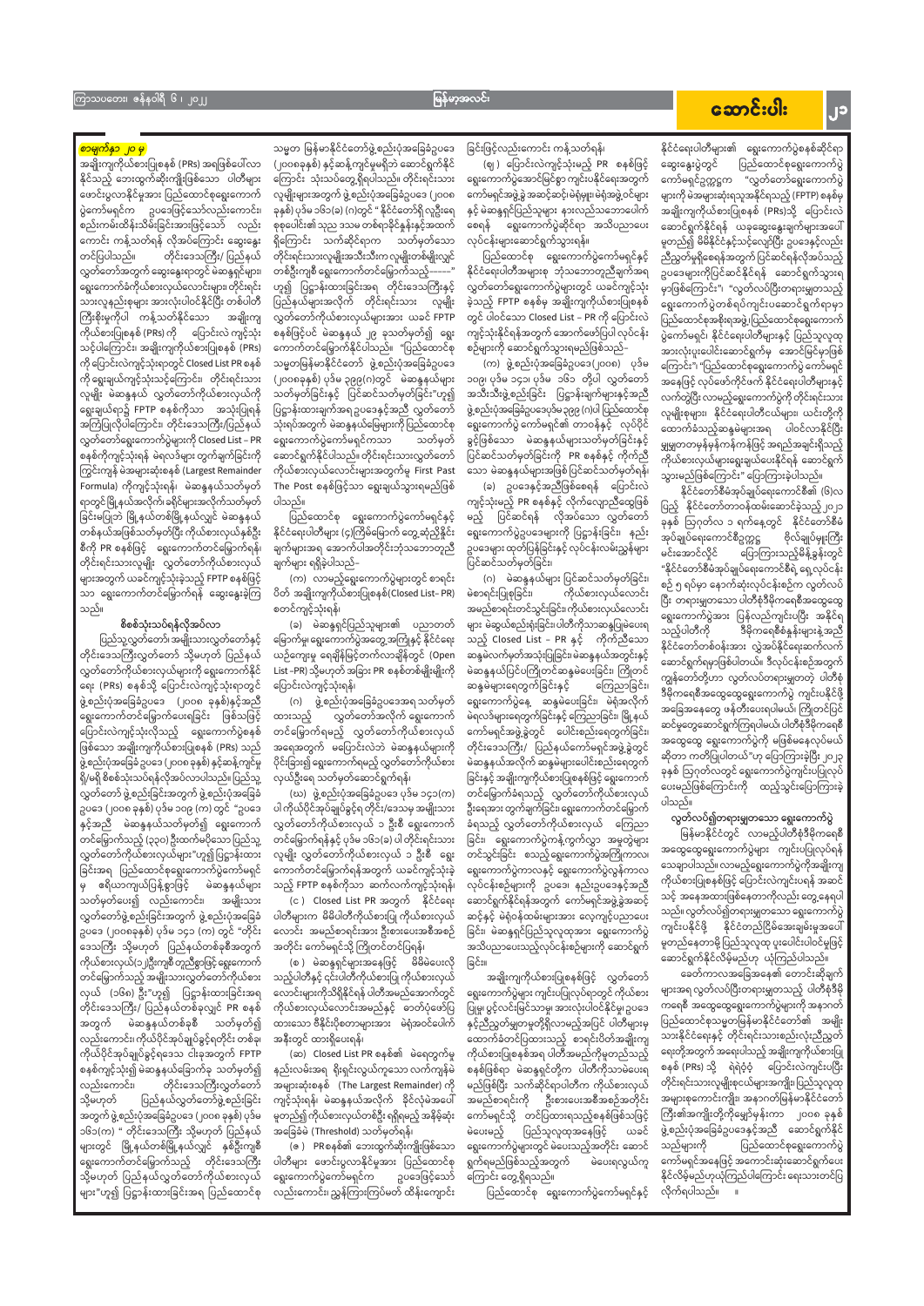*စာမျက်နှာ ၂၀ မှ*

အချိုးကျကိုယ်စားပြုစနစ် (PRs) အရဖြစ်ပေါ်လာနိုင်သည့် ဘေးထွက်ဆိုးကျိုးဖြစ်သော ပါတီများ ဖောင်းပွလာနိုင်မှုအား ပြည်ထောင်စုရွေးကောက်ပွဲကော်မရှင်က ဥပဒေဖြင့်သော်လည်းကောင်း၊ စည်းကမ်းထိန်းသိမ်းခြင်းအားဖြင့်သော် လည်းကောင်း ကန့်သတ်ရန် လိုအပ်ကြောင်း ဆွေးနွေးတင်ပြပါသည်။ တိုင်းဒေသကြီး/ ပြည်နယ် လွှတ်တော်အတွက် ဆွေးနွေးရာတွင် မဲဆန္ဒနယ်များ ရွေးကောက်ခံကိုယ်စားလှယ်လောင်းများ တိုင်းရင်းသားလူနည်းစုများ အားလုံးပါဝင်နိုင်ပြီး တစ်ပါတီကြီးစိုးမှုကိုပါ ကန့်သတ်နိုင်သော အချိုးကျ ကိုယ်စားပြုစနစ် (PRs) ကို ပြောင်းလဲကျင့်သုံးသင့်ပါကြောင်း၊ အချိုးကျကိုယ်စားပြုစနစ် (PRs) ကို ပြောင်းလဲကျင့်သုံးရာတွင် Closed List PR စနစ်ကို ရွေးချယ်ကျင့်သုံးသင့်ကြောင်း၊ တိုင်းရင်းသားလူမျိုး မဲဆန္ဒနယ် လွှတ်တော်ကိုယ်စားလှယ်ကို ရွေးချယ်ရာ၌ FPTP စနစ်ကိုသာ အသုံးပြုရန် အကြံပြုလိုပါကြောင်း၊ တိုင်းဒေသကြီး/ပြည်နယ် လွှတ်တော်ရွေးကောက်ပွဲများကို Closed List – PR စနစ်ကိုကျင့်သုံးရန် မဲရလဒ်များ တွက်ချက်ခြင်းကို ကြွင်းကျန် မဲအများဆုံးစနစ် (Largest Remainder Formula) ကိုကျင့်သုံးရန်၊ မဲဆန္ဒနယ်သတ်မှတ်ရာတွင် မြို့နယ်အလိုက်၊ ခရိုင်များအလိုက်သတ်မှတ်ခြင်းမပြုဘဲ မြို့နယ်တစ်မြို့နယ်လျှင် မဲဆန္ဒနယ် တစ်နယ်အဖြစ်သာသတ်မှတ်ပြီး ကိုယ်စားလှယ်နှစ်ဦးစီကို PR စနစ်ဖြင့် ရွေးကောက်တင်မြှောက်ရန်၊ တိုင်းရင်းသားလူမျိုး လွှတ်တော်ကိုယ်စားလှယ်များအတွက် ယခင်ကျင့်သုံးခဲ့သည့် FPTP စနစ်ဖြင့်သာ ရွေးကောက်တင်မြှောက်ရန် ဆွေးနွေးခဲ့ကြသည်။

**စိစစ်သုံးသပ်ရန်လိုအပ်လာ**

ပြည်သူ့လွှတ်တော်၊ အမျိုးသားလွှတ်တော်နှင့် တိုင်းဒေသကြီးလွှတ်တော် သို့မဟုတ် ပြည်နယ်လွှတ်တော်ကိုယ်စားလှယ်များကို ရွေးကောက်နိုင်ရေး (PRs) စနစ်သို့ ပြောင်းလဲကျင့်သုံးရာတွင် ဖွဲ့စည်းပုံအခြေခံဥပဒေ (၂၀၀၈ ခုနှစ်)နှင့်အညီ ရွေးကောက်တင်မြှောက်ပေးခြင်း ဖြစ်သဖြင့် ပြောင်းလဲကျင့်သုံးလိုသည့် ရွေးကောက်ပွဲစနစ်ဖြစ်သော အချိုးကျကိုယ်စားပြုစနစ် (PRs) သည် ဖွဲ့စည်းပုံအခြေခံဥပဒေ (၂၀၀၈ ခုနှစ်) နှင့်ဆန့်ကျင်မှုရှိ/မရှိ စိစစ်သုံးသပ်ရန်လိုအပ်လာပါသည်။ ပြည်သူ့လွှတ်တော် ဖွဲ့စည်းခြင်းအတွက် ဖွဲ့စည်းပုံအခြေခံဥပဒေ (၂၀၀၈ ခုနှစ်) ပုဒ်မ ၁၀၉ (က) တွင် "ဥပဒေနှင့်အညီ မဲဆန္ဒနယ်သတ်မှတ်၍ ရွေးကောက်တင်မြှောက်သည့် (၃၃၀) ဦးထက်မပိုသော ပြည်သူ့လွှတ်တော်ကိုယ်စားလှယ်များ"ဟူ၍ ပြဋ္ဌာန်းထားခြင်းအရ ပြည်ထောင်စုရွေးကောက်ပွဲကော်မရှင်မှ ဧရိယာကျယ်ပြန့်မှုဖြင့် မဲဆန္ဒနယ်များ သတ်မှတ်ပေး၍ လည်းကောင်း၊ အမျိုးသားလွှတ်တော်ဖွဲ့စည်းခြင်းအတွက် ဖွဲ့စည်းပုံအခြေခံဥပဒေ (၂၀၀၈ ခုနှစ်) ပုဒ်မ ၁၄၁ (က) တွင် "တိုင်းဒေသကြီး သို့မဟုတ် ပြည်နယ်အသီးသီးအတွက် ကိုယ်စားလှယ်(၁၂)ဦးကျစီ တူညီစွာဖြင့် ရွေးကောက်တင်မြှောက်သည့် အမျိုးသားလွှတ်တော်ကိုယ်စားလှယ် (၁၆၈) ဦး"ဟူ၍ ပြဋ္ဌာန်းထားခြင်းအရ တိုင်းဒေသကြီး/ ပြည်နယ်တစ်ခုလျှင် PR စနစ်အတွက် မဲဆန္ဒနယ်တစ်ခုစီ သတ်မှတ်၍ လည်းကောင်း၊ ကိုယ်ပိုင်အုပ်ချုပ်ခွင့်ရဒေသ ငါးခုအတွက် FPTP ကိုယ်ပိုင်အုပ်ချုပ်ခွင့်ရတိုင်း တစ်ခု စနစ်ကိုကျင့်သုံး၍ မဲဆန္ဒနယ်ခြောက်ခု သတ်မှတ်၍ လည်းကောင်း၊ တိုင်းဒေသကြီးလွှတ်တော် သို့မဟုတ် ပြည်နယ်လွှတ်တော်ဖွဲ့စည်းခြင်းအတွက် ဖွဲ့စည်းပုံအခြေခံဥပဒေ (၂၀၀၈ ခုနှစ်) ပုဒ်မ ၁၆၁(က) " တိုင်းဒေသကြီး သို့မဟုတ် ပြည်နယ်များတွင် မြို့နယ်တစ်မြို့နယ်လျှင် နှစ်ဦးကျစီ ရွေးကောက်တင်မြှောက်သည့် တိုင်းဒေသကြီး သို့မဟုတ် ပြည်နယ်လွှတ်တော်ကိုယ်စားလှယ်များ"ဟူ၍ ပြဋ္ဌာန်းထားခြင်းအရ ပြည်ထောင်စုသမ္မတ မြန်မာနိုင်ငံတော်ဖွဲ့စည်းပုံအခြေခံဥပဒေ (၂၀၀၈ခုနှစ်) နှင့်ဆန့်ကျင်မှုမရှိဘဲ ဆောင်ရွက်နိုင်ကြောင်း သုံးသပ်တွေ့ရှိရပါသည်။ တိုင်းရင်းသား လူမျိုးများအတွက် ဖွဲ့စည်းပုံအခြေခံဥပဒေ (၂၀၀၈ ခုနှစ်) ပုဒ်မ ၁၆၁(ခ)(ဂ)တွင် " နိုင်ငံတော်ရှိ လူဦးရေစုစုပေါင်း၏ သုည ဒသမ တစ်ရာခိုင်နှုန်းနှင့်အထက်ရှိကြောင်း သက်ဆိုင်ရာက သတ်မှတ်သော တိုင်းရင်းသားလူမျိုးအသီးသီးက လူမျိုးတစ်မျိုးလျှင် တစ်ဦးကျစီ ရွေးကောက်တင်မြှောက်သည့်-----" ဟူ၍ ပြဋ္ဌာန်းထားခြင်းအရ တိုင်းဒေသကြီးနှင့် ပြည်နယ်များအလိုက် တိုင်းရင်းသား လူမျိုးလွှတ်တော်ကိုယ်စားလှယ်များအား ယခင် FPTP စနစ်ဖြင့်ပင် မဲဆန္ဒနယ် ၂၉ ခုသတ်မှတ်၍ ရွေးကောက်တင်မြှောက်နိုင်ပါသည်။ "ပြည်ထောင်စုသမ္မတမြန်မာနိုင်ငံတော် ဖွဲ့စည်းပုံအခြေခံဥပဒေ (၂၀၀၈ခုနှစ်) ပုဒ်မ ၃၉၉(က)တွင် မဲဆန္ဒနယ်များသတ်မှတ်ခြင်းနှင့် ပြင်ဆင်သတ်မှတ်ခြင်း"ဟူ၍ ပြဋ္ဌာန်းထားချက်အရ ဥပဒေနှင့်အညီ လွှတ်တော်သုံးရပ်အတွက် မဲဆန္ဒနယ်မြေများကို ပြည်ထောင်စုရွေးကောက်ပွဲကော်မရှင်ကသာ သတ်မှတ်ဆောင်ရွက်နိုင်ပါသည်။ တိုင်းရင်းသားလွှတ်တော်ကိုယ်စားလှယ်လောင်းများအတွက်မူ First Past The Post စနစ်ဖြင့်သာ ရွေးချယ်သွားရမည်ဖြစ်ပါသည်။

ပြည်ထောင်စု ရွေးကောက်ပွဲကော်မရှင်နှင့် နိုင်ငံရေးပါတီများ (၄)ကြိမ်မြောက် တွေ့ဆုံညှိနှိုင်းချက်များအရ အောက်ပါအတိုင်းဘုံသဘောတူညီချက်များ ရရှိခဲ့ပါသည်–

(က) လာမည့်ရွေးကောက်ပွဲများတွင် စာရင်းပိတ် အချိုးကျကိုယ်စားပြုစနစ်(Closed List– PR) စတင်ကျင့်သုံးရန်၊

(ခ) မဲဆန္ဒရှင်ပြည်သူများ၏ ပညာတတ်မြောက်မှု ရွေးကောက်ပွဲအတွေ့အကြုံနှင့် နိုင်ငံရေးယဉ်ကျေးမှု ရေချိန်မြင့်တက်လာချိန်တွင် (Open List –PR) သို့မဟုတ် အခြား PR စနစ်တစ်မျိုးမျိုးကို ပြောင်းလဲကျင့်သုံးရန်၊

(ဂ) ဖွဲ့စည်းပုံအခြေခံဥပဒေအရ သတ်မှတ်ထားသည့် လွှတ်တော်အလိုက် ရွေးကောက်တင်မြှောက်ရမည့် လွှတ်တော်ကိုယ်စားလှယ်အရေအတွက် မပြောင်းလဲဘဲ မဲဆန္ဒနယ်များကိုပိုင်းခြား၍ ရွေးကောက်ရမည့် လွှတ်တော်ကိုယ်စားလှယ်ဦးရေ သတ်မှတ်ဆောင်ရွက်ရန်၊

(ဃ) ဖွဲ့စည်းပုံအခြေခံဥပဒေ ပုဒ်မ ၁၄၁(က) ပါ ကိုယ်ပိုင်အုပ်ချုပ်ခွင့်ရတိုင်း/ဒေသ ၆ ခု အတွက် အမျိုးသားလွှတ်တော်ကိုယ်စားလှယ် ၁ ဦးစီ ရွေးကောက်တင်မြှောက်ရန်နှင့် ပုဒ်မ ၁၆၁(ခ) ပါ တိုင်းရင်းသား လူမျိုး လွှတ်တော်ကိုယ်စားလှယ် ၁ ဦးစီ ရွေးကောက်တင်မြှောက်ရန်အတွက် ယခင်ကျင့်သုံးခဲ့သည့် FPTP စနစ်ကိုသာ ဆက်လက်ကျင့်သုံးရန်၊

(င) Closed List PR အတွက် နိုင်ငံရေးပါတီများက မိမိပါတီကိုယ်စားပြု ကိုယ်စားလှယ်လောင်း အမည်စာရင်းအား ဦးစားပေးအစီအစဉ်အတိုင်း ကော်မရှင်သို့ ကြိုတင်တင်ပြရန်၊

(စ) မဲဆန္ဒရှင်များအနေဖြင့် မိမိမဲပေးလိုသည့်ပါတီနှင့် ၎င်းပါတီကိုယ်စားပြု ကိုယ်စားလှယ်လောင်းများကိုသိရှိနိုင်ရန် ပါတီအမည်အောက်တွင် ကိုယ်စားလှယ်လောင်းအမည်နှင့် ဓာတ်ပုံဖော်ပြထားသော စီနိုင်းပိုစတာများအား မဲရုံအပေါက်အနီးတွင် ထားရှိပေးရန်၊

(ဆ) Closed List PR စနစ်၏ မဲရေတွက်မှုနည်းလမ်း ရိုးရှင်းလွယ်ကူသော လက်ကျန်မဲ အများဆုံးစနစ် (The Largest Remainder) ကိုကျင့်သုံးရန်၊ မဲဆန္ဒနယ်အလိုက် ခိုင်လုံမဲပေါ် မူတည်၍ကိုယ်စားလှယ်တစ်ဦး ရရှိရမည့် အနိမ့်ဆုံး အခြေခံမဲ (Threshold) သတ်မှတ်ရန်၊

(ဇ) PR စနစ်၏ ဘေးထွက်ဆိုးကျိုးဖြစ်သော ပါတီများ ဖောင်းပွလာနိုင်မှုအား ပြည်ထောင်စုရွေးကောက်ပွဲကော်မရှင်က ဥပဒေဖြင့်သော်လည်းကောင်း၊ ညွှန်ကြားကြပ်မတ် ထိန်းကျောင်းခြင်းဖြင့်လည်းကောင်း ကန့်သတ်ရန်၊

(ဈ) ပြောင်းလဲကျင့်သုံးမည့် PR စနစ်ဖြင့် ရွေးကောက်ပွဲအောင်မြင်စွာ ကျင်းပနိုင်ရေးအတွက် ကော်မရှင်အဖွဲ့ခွဲ အဆင့်ဆင့်၊ မဲရုံမှူး၊ မဲရုံအဖွဲ့ဝင်များနှင့် မဲဆန္ဒရှင်ပြည်သူများ နားလည်သဘောပေါက်စေရန် ရွေးကောက်ပွဲဆိုင်ရာ အသိပညာပေးလုပ်ငန်းများဆောင်ရွက်သွားရန်။

ပြည်ထောင်စု ရွေးကောက်ပွဲကော်မရှင်နှင့် နိုင်ငံရေးပါတီများက ဘုံသဘောတူညီချက်အရ လွှတ်တော်ရွေးကောက်ပွဲများတွင် ယခင်ကျင့်သုံးခဲ့သည့် FPTP စနစ်မှ အချိုးကျကိုယ်စားပြုစနစ်တွင် ပါဝင်သော Closed List – PR ကို ပြောင်းလဲကျင့်သုံးနိုင်ရန်အတွက် အောက်ဖော်ပြပါ လုပ်ငန်းစဉ်များကို ဆောင်ရွက်သွားရမည်ဖြစ်သည်–

(က) ဖွဲ့စည်းပုံအခြေခံဥပဒေ(၂၀၀၈) ပုဒ်မ ၁၀၉၊ ပုဒ်မ ၁၄၁၊ ပုဒ်မ ၁၆၁ တို့ပါ လွှတ်တော်အသီးသီးဖွဲ့စည်းခြင်း ပြဋ္ဌာန်းချက်များနှင့်အညီ ဖွဲ့စည်းပုံအခြေခံဥပဒေပုဒ်မ ၃၉၉ (က)ပါ ပြည်ထောင်စုရွေးကောက်ပွဲ ကော်မရှင်၏ တာဝန်နှင့် လုပ်ပိုင်ခွင့်ဖြစ်သော မဲဆန္ဒနယ်များသတ်မှတ်ခြင်းနှင့် ပြင်ဆင်သတ်မှတ်ခြင်းကို PR စနစ်နှင့် ကိုက်ညီသော မဲဆန္ဒနယ်များအဖြစ် ပြင်ဆင်သတ်မှတ်ရန်၊

(ခ) ဥပဒေနှင့်အညီဖြစ်စေရန် ပြောင်းလဲကျင့်သုံးမည့် PR စနစ်နှင့် လိုက်လျောညီထွေဖြစ်မည့် ပြင်ဆင်ရန် လိုအပ်သော လွှတ်တော်ရွေးကောက်ပွဲဥပဒေများကို ပြဋ္ဌာန်းခြင်း၊ နည်းဥပဒေများ ထုတ်ပြန်ခြင်းနှင့် လုပ်ငန်းလမ်းညွှန်များပြင်ဆင်သတ်မှတ်ခြင်း၊

(ဂ) မဲဆန္ဒနယ်များ ပြင်ဆင်သတ်မှတ်ခြင်း၊ မဲစာရင်းပြုစုခြင်း၊ ကိုယ်စားလှယ်လောင်းအမည်စာရင်းတင်သွင်းခြင်း၊ ကိုယ်စားလှယ်လောင်းများ မဲဆွယ်စည်းရုံးခြင်း၊ ပါတီကိုယ်စားမဲရုံ မဲပေးရေး ဆန္ဒမဲလက်မှတ်အသုံးပြုခြင်း၊ မဲဆန္ဒနယ်အတွက်နှင့် မဲဆန္ဒနယ်ပြင်ပကြိုတင်ဆန္ဒမဲပေးခြင်း၊ ကြိုတင်ဆန္ဒမဲရေတွက်ခြင်းနှင့် ကြေညာခြင်း၊ ရွေးကောက်ပွဲနေ့ ဆန္ဒမဲပေးခြင်း၊ မဲရုံအလိုက်မဲရလဒ်များရေတွက်ခြင်းနှင့် ကြေညာခြင်း၊ မြို့နယ်ကော်မရှင်အဖွဲ့ခွဲတွင် ပေါင်းစည်းရေတွက်ခြင်း၊ တိုင်းဒေသကြီး/ ပြည်နယ်ကော်မရှင်အဖွဲ့ခွဲတွင် မဲဆန္ဒနယ်အလိုက် ဆန္ဒမဲများပေါင်းစည်းရေတွက်ခြင်းနှင့် အချိုးကျကိုယ်စားပြုစနစ်ဖြင့် ရွေးကောက်တင်မြှောက်ခံရသည့် လွှတ်တော်ကိုယ်စားလှယ်ဦးရေအား တွက်ချက်ခြင်း၊ ရွေးကောက်တင်မြှောက်ခံရသည့် လွှတ်တော်ကိုယ်စားလှယ် ကြေညာခြင်း၊ ရွေးကောက်ပွဲကန့်ကွက်လွှာ အမှုတွဲများတင်သွင်းခြင်း စသည့် ရွေးကောက်ပွဲအကြိုကာလ၊ ရွေးကောက်ပွဲကာလနှင့် ရွေးကောက်ပွဲလွန်ကာလ လုပ်ငန်းစဉ်များကို ဥပဒေ၊ နည်းဥပဒေနှင့်အညီ ဆောင်ရွက်နိုင်ရန်အတွက် ကော်မရှင်အဖွဲ့ခွဲအဆင့်ဆင့်နှင့် မဲရုံဝန်ထမ်းများအား လေ့ကျင့်ပညာပေးခြင်း၊ မဲဆန္ဒရှင်ပြည်သူလူထုအား ရွေးကောက်ပွဲအသိပညာပေးသည့်လုပ်ငန်းများကို ဆောင်ရွက်ခြင်း။

အချိုးကျကိုယ်စားပြုစနစ်ဖြင့် လွှတ်တော်ရွေးကောက်ပွဲများ ကျင်းပပြုလုပ်ရာတွင် ကိုယ်စားပြုမှု ပွင့်လင်းမြင်သာမှု၊ အားလုံးပါဝင်နိုင်မှု၊ ဥပဒေနှင့်ညီညွတ်မှုတို့ရှိလာမည့်အပြင် ပါတီများမှ ထောက်ခံတင်ပြထားသည့် စာရင်းပိတ်အချိုးကျကိုယ်စားပြုစနစ်အား ပါတီအမည်ကိုမူတည်သည့်စနစ်ဖြစ်ရာ မဲဆန္ဒရှင်တို့က ပါတီကိုသာမဲပေးရမည်ဖြစ်ပြီး သက်ဆိုင်ရာပါတီက ကိုယ်စားလှယ်အမည်စာရင်းကို ဦးစားပေးအစီအစဉ်အတိုင်း ကော်မရှင်သို့ တင်ပြထားရသည့်စနစ်ဖြစ်သဖြင့် မဲပေးမည့် ပြည်သူလူထုအနေဖြင့် ယခင် ရွေးကောက်ပွဲများတွင် မဲပေးသည့်အတိုင်း ဆောင်ရွက်ရမည်ဖြစ်သည့်အတွက် မဲပေးရလွယ်ကူကြောင်း တွေ့ရှိရသည်။

ပြည်ထောင်စု ရွေးကောက်ပွဲကော်မရှင်နှင့် နိုင်ငံရေးပါတီများ၏ ရွေးကောက်ပွဲစနစ်ဆိုင်ရာ ဆွေးနွေးပွဲတွင် ပြည်ထောင်စုရွေးကောက်ပွဲကော်မရှင်ဥက္ကဋ္ဌက "လွှတ်တော်ရွေးကောက်ပွဲများကို မဲအများဆုံးရသူအနိုင်ရသည့် (FPTP) စနစ်မှ အချိုးကျကိုယ်စားပြုစနစ် (PRs)သို့ ပြောင်းလဲမှုတွင် မိမိနိုင်ငံနှင့်လျော်ညီပြီး ဥပဒေနှင့်လည်းညီညွတ်မှုရှိစေရန်အတွက် ပြင်ဆင်ရန်လိုအပ်သည့် ဥပဒေများကိုပြင်ဆင်နိုင်ရန် ဆောင်ရွက်သွားရမှာဖြစ်ကြောင်း"၊ "လွှတ်တော်ရွေးကောက်ပွဲများကို PR စနစ်ဖြင့်သာ ကျင်းပနိုင်ရန် ယခုဆွေးနွေးပွဲများအပေါ် မူတည်ပြီး ဥပဒေနှင့်ညီညွတ်မည့်စနစ်ဖြင့်သာ ရွေးကောက်ပွဲတစ်ရပ်ကျင်းပပေးဆောင်ရွက်ရာမှာ ပြည်ထောင်စုရွေးကောက်ပွဲကော်မရှင်က နိုင်ငံရေးပါတီများနှင့် ပြည်သူလူထုအားလုံးပူးပေါင်းဆောင်ရွက်မှု အောင်မြင်ရေးဖြစ်ကြောင်း"၊ "ပြည်ထောင်စုရွေးကောက်ပွဲ ကော်မရှင်အနေဖြင့် လုပ်ဖော်ကိုင်ဖက် နိုင်ငံရေးပါတီများနှင့်လက်တွဲပြီး လာမည့်ရွေးကောက်ပွဲကို တိုင်းရင်းသားလူမျိုးစုများ နိုင်ငံရေးပါတီငယ်များ၊ ယင်းတို့ကို ထောက်ခံသည့်မဲဆန္ဒရှင်များအရ ပါဝင်လာနိုင်ပြီး မျှမျှတတမှန်မှန်ကန်ကန်ဖြင့် အရည်အချင်းရှိသည့် ကိုယ်စားလှယ်များရွေးချယ်ပေးနိုင်ရန် ဆောင်ရွက်သွားမည်ဖြစ်ကြောင်း" ပြောကြားခဲ့ပါသည်။

နိုင်ငံတော်စီမံအုပ်ချုပ်ရေးကောင်စီ၏ (၆)လပြည့် နိုင်ငံတော်တာဝန်ထမ်းဆောင်ခဲ့သည့် ၂၀၂၁ ခုနှစ် သြဂုတ်လ ၁ ရက်နေ့တွင် နိုင်ငံတော်စီမံအုပ်ချုပ်ရေးကောင်စီဥက္ကဋ္ဌ ဗိုလ်ချုပ်မှူးကြီး မင်းအောင်လှိုင် ပြောကြားသည့်မိန့်ခွန်းတွင် "နိုင်ငံတော်စီမံအုပ်ချုပ်ရေးကောင်စီ ရှေ့လုပ်ငန်းစဉ် ၅ ရပ်မှာ နောက်ဆုံးလုပ်ငန်းစဉ်က လွတ်လပ်ပြီး တရားမျှတသော ပါတီစုံဒီမိုကရေစီအထွေထွေ ရွေးကောက်ပွဲအား ပြန်လည်ကျင်းပပြီး အနိုင်ရသည့်ပါတီကို ဒီမိုကရေစီစံနှုန်းများနဲ့အညီ နိုင်ငံတော်တစ်ဝန်းအား လွှဲအပ်နိုင်ရေးဆက်လက်ဆောင်ရွက်မှာဖြစ်ပါတယ်။ ဒီလုပ်ငန်းစဉ်အတွက် ကျွန်တော်တို့ဟာ လွတ်လပ်တရားမျှတတဲ့ ပါတီစုံဒီမိုကရေစီအထွေထွေရွေးကောက်ပွဲ ကျင်းပနိုင်ဖို့ အခြေအနေတွေ ဖန်တီးပေးရပါမယ်။ ကြိုတင်ပြင်ဆင်မှုတွေဆောင်ရွက်ကြရပါမယ်၊ ပါတီစုံဒီမိုကရေစီ အထွေထွေ ရွေးကောက်ပွဲကို မဖြစ်မနေလုပ်မယ်ဆိုတာ ကတိပြုပါတယ်"ဟု ပြောကြားခဲ့ပြီး ၂၀၂၃ ခုနှစ် သြဂုတ်လတွင် ရွေးကောက်ပွဲကျင်းပပြုလုပ်ပေးမည်ဖြစ်ကြောင်း ထည့်သွင်းပြောကြားခဲ့ပါသည်။

**လွတ်လပ်၍တရားမျှတသော ရွေးကောက်ပွဲ**

မြန်မာနိုင်ငံတွင် လာမည့်ပါတီစုံဒီမိုကရေစီ အထွေထွေရွေးကောက်ပွဲကို ကျင်းပပြုလုပ်ရမည် သေချာပါသည်။ လာမည့်ရွေးကောက်ပွဲကို အချိုးကျကိုယ်စားပြုစနစ်ဖြင့် ပြောင်းလဲကျင်းပရန် အဆင့်သင့် အနေအထားဖြစ်နေသည်ကိုလည်း တွေ့ရပါသည်။ လွတ်လပ်၍တရားမျှတသော ရွေးကောက်ပွဲကျင်းပနိုင်ရန် နိုင်ငံတော်ငြိမ်းချမ်းရေးမှုမူတည်နေကာ ပြည်သူလူထု ပူးပေါင်းပါဝင်မှုဖြင့် ဆောင်ရွက်နိုင်လိမ့်မည်ဟု ယုံကြည်ပါသည်။

ခေတ်ကာလအခြေအနေ၏ တောင်းဆိုချက်များအရ လွတ်လပ်ပြီးတရားမျှတသည့် ပါတီစုံဒီမိုကရေစီ အထွေထွေရွေးကောက်ပွဲကျင်းပရန် ပြည်ထောင်စုသမ္မတမြန်မာနိုင်ငံတော်၏ အမျိုးသားနိုင်ငံရေးနှင့် တိုင်းရင်းသားစည်းလုံးညီညွတ်ရေးတို့အတွက် အရေးပါသည့် အချိုးကျကိုယ်စားပြုစနစ် (PRs) သို့ ရဲရဲဝံ့ဝံ့ ပြောင်းလဲကျင်းပပြီး တိုင်းရင်းသားလူမျိုးစုငယ်များအကျိုး ပြည်သူလူထုအကျိုးစီးပွားအတွက် မြန်မာနိုင်ငံတော်ကြီး၏အကျိုးတို့ကိုရှေ့ရှုနိုင်ကာ ၂၀၀၈ ခုနှစ် ဖွဲ့စည်းပုံအခြေခံဥပဒေနှင့်အညီ ဆောင်ရွက်နိုင်သည့်များကို ပြည်ထောင်စုရွေးကောက်ပွဲကော်မရှင်အနေဖြင့် အကောင်အထည်ဆောင်ရွက်ပေးနိုင်လိမ့်မည်ဟုယုံကြည်ပါကြောင်း ရေးသားတင်ပြလိုက်ရပါသည်။ ။